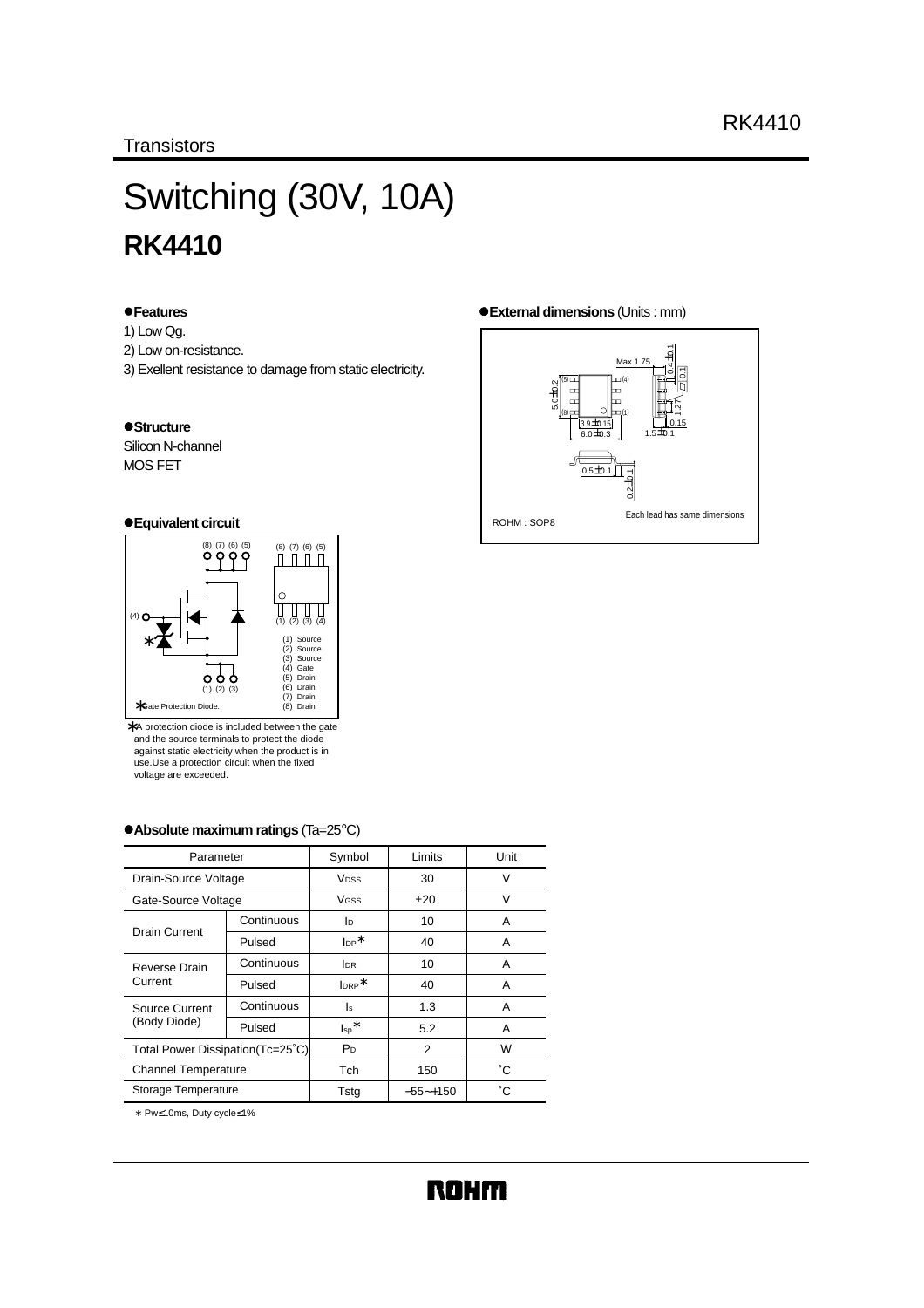Transistors

# Switching (30V, 10A)
## RK4410

### ●Features
1) Low Qg.
2) Low on-resistance.
3) Exellent resistance to damage from static electricity.

### ●Structure
Silicon N-channel
MOS FET

### ●External dimensions (Units : mm)

ROHM : SOP8

Each lead has same dimensions

### ●Equivalent circuit

(1) Source
(2) Source
(3) Source
(4) Gate
(5) Drain
(6) Drain
(7) Drain
(8) Drain

∗ Gate Protection Diode.

∗ A protection diode is included between the gate and the source terminals to protect the diode against static electricity when the product is in use.Use a protection circuit when the fixed voltage are exceeded.

### ●Absolute maximum ratings (Ta=25°C)

| Parameter | | Symbol | Limits | Unit |
|---|---|---|---|---|
| Drain-Source Voltage | | $V_{DSS}$ | 30 | V |
| Gate-Source Voltage | | $V_{GSS}$ | ±20 | V |
| Drain Current | Continuous | $I_D$ | 10 | A |
| | Pulsed | $I_{DP}$ ∗ | 40 | A |
| Reverse Drain Current | Continuous | $I_{DR}$ | 10 | A |
| | Pulsed | $I_{DRP}$ ∗ | 40 | A |
| Source Current (Body Diode) | Continuous | $I_s$ | 1.3 | A |
| | Pulsed | $I_{sp}$ ∗ | 5.2 | A |
| Total Power Dissipation(Tc=25°C) | | $P_D$ | 2 | W |
| Channel Temperature | | Tch | 150 | °C |
| Storage Temperature | | Tstg | −55~+150 | °C |

∗ Pw≤10ms, Duty cycle≤1%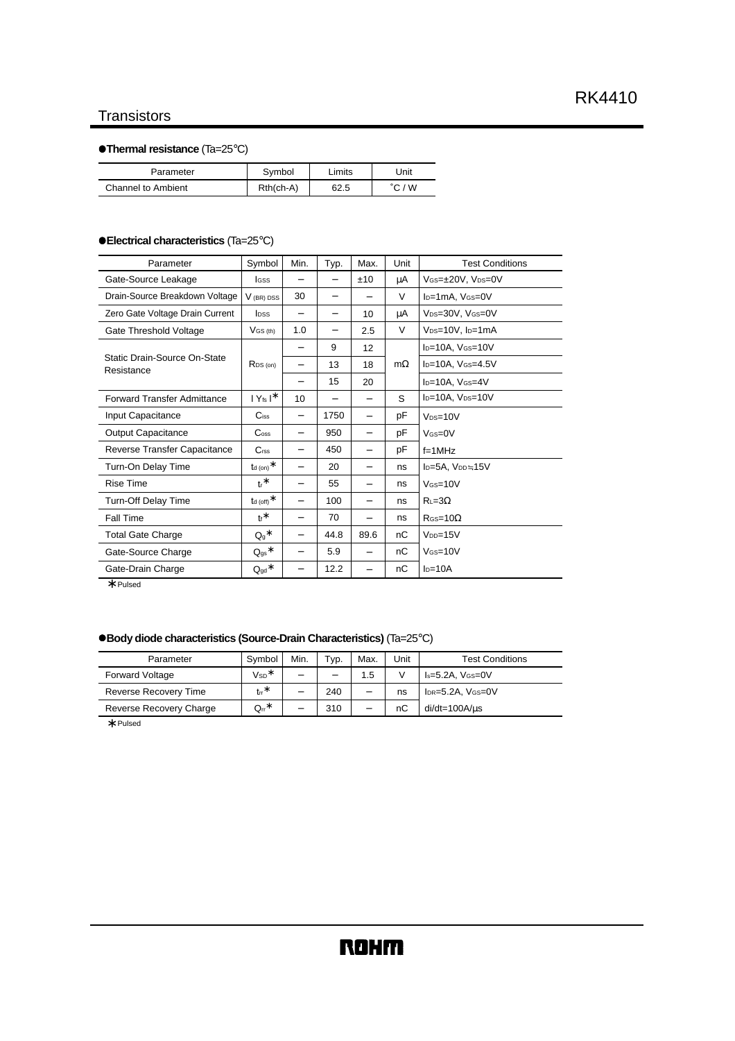## Transistors

### ●Thermal resistance (Ta=25°C)

| Parameter | Symbol | Limits | Unit |
|---|---|---|---|
| Channel to Ambient | Rth(ch-A) | 62.5 | °C / W |

### ●Electrical characteristics (Ta=25°C)

| Parameter | Symbol | Min. | Typ. | Max. | Unit | Test Conditions |
|---|---|---|---|---|---|---|
| Gate-Source Leakage | $I_{GSS}$ | − | − | ±10 | μA | $V_{GS}$=±20V, $V_{DS}$=0V |
| Drain-Source Breakdown Voltage | $V_{(BR)\,DSS}$ | 30 | − | − | V | $I_D$=1mA, $V_{GS}$=0V |
| Zero Gate Voltage Drain Current | $I_{DSS}$ | − | − | 10 | μA | $V_{DS}$=30V, $V_{GS}$=0V |
| Gate Threshold Voltage | $V_{GS\,(th)}$ | 1.0 | − | 2.5 | V | $V_{DS}$=10V, $I_D$=1mA |
| Static Drain-Source On-State Resistance | $R_{DS\,(on)}$ | − | 9 | 12 | mΩ | $I_D$=10A, $V_{GS}$=10V |
| | | − | 13 | 18 | | $I_D$=10A, $V_{GS}$=4.5V |
| | | − | 15 | 20 | | $I_D$=10A, $V_{GS}$=4V |
| Forward Transfer Admittance | $\lvert Y_{fs} \rvert$* | 10 | − | − | S | $I_D$=10A, $V_{DS}$=10V |
| Input Capacitance | $C_{iss}$ | − | 1750 | − | pF | $V_{DS}$=10V |
| Output Capacitance | $C_{oss}$ | − | 950 | − | pF | $V_{GS}$=0V |
| Reverse Transfer Capacitance | $C_{rss}$ | − | 450 | − | pF | f=1MHz |
| Turn-On Delay Time | $t_{d\,(on)}$* | − | 20 | − | ns | $I_D$=5A, $V_{DD}$≒15V |
| Rise Time | $t_r$* | − | 55 | − | ns | $V_{GS}$=10V |
| Turn-Off Delay Time | $t_{d\,(off)}$* | − | 100 | − | ns | $R_L$=3Ω |
| Fall Time | $t_f$* | − | 70 | − | ns | $R_{GS}$=10Ω |
| Total Gate Charge | $Q_g$* | − | 44.8 | 89.6 | nC | $V_{DD}$=15V |
| Gate-Source Charge | $Q_{gs}$* | − | 5.9 | − | nC | $V_{GS}$=10V |
| Gate-Drain Charge | $Q_{gd}$* | − | 12.2 | − | nC | $I_D$=10A |

* Pulsed

### ●Body diode characteristics (Source-Drain Characteristics) (Ta=25°C)

| Parameter | Symbol | Min. | Typ. | Max. | Unit | Test Conditions |
|---|---|---|---|---|---|---|
| Forward Voltage | $V_{SD}$* | − | − | 1.5 | V | $I_s$=5.2A, $V_{GS}$=0V |
| Reverse Recovery Time | $t_{rr}$* | − | 240 | − | ns | $I_{DR}$=5.2A, $V_{GS}$=0V |
| Reverse Recovery Charge | $Q_{rr}$* | − | 310 | − | nC | di/dt=100A/μs |

* Pulsed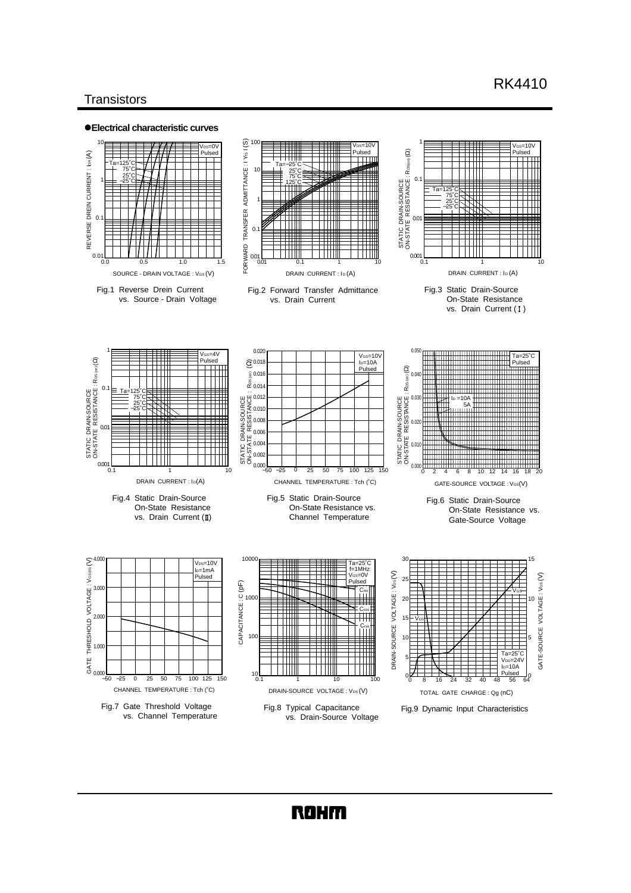## ●Electrical characteristic curves

Fig.1 Reverse Drein Current vs. Source - Drain Voltage

Fig.2 Forward Transfer Admittance vs. Drain Current

Fig.3 Static Drain-Source On-State Resistance vs. Drain Current (Ⅰ)

Fig.4 Static Drain-Source On-State Resistance vs. Drain Current (Ⅱ)

Fig.5 Static Drain-Source On-State Resistance vs. Channel Temperature

Fig.6 Static Drain-Source On-State Resistance vs. Gate-Source Voltage

Fig.7 Gate Threshold Voltage vs. Channel Temperature

Fig.8 Typical Capacitance vs. Drain-Source Voltage

Fig.9 Dynamic Input Characteristics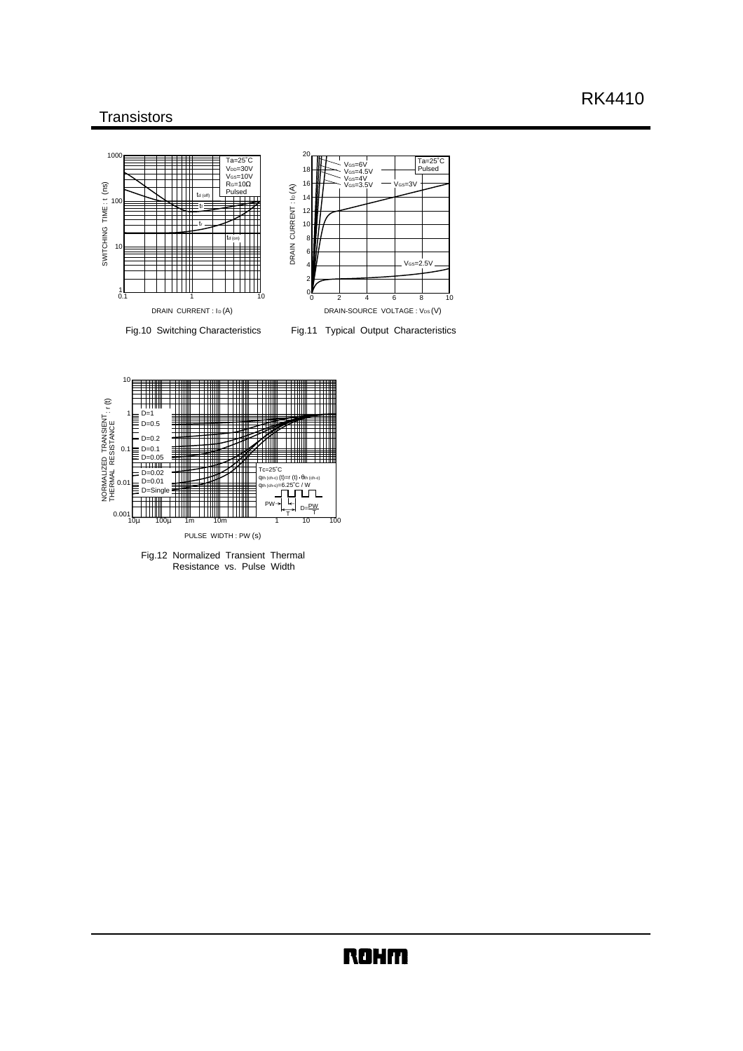Fig.10 Switching Characteristics

SWITCHING TIME : t (ns)

1000
100
10
1

0.1
1
10

DRAIN CURRENT : $I_D$ (A)

Ta=25°C
$V_{DD}$=30V
$V_{GS}$=10V
$R_G$=10Ω
Pulsed

$t_{d(off)}$
$t_f$
$t_r$
$t_{d(on)}$

Fig.11 Typical Output Characteristics

DRAIN CURRENT : $I_D$ (A)

20
18
16
14
12
10
8
6
4
2
0

0
2
4
6
8
10

DRAIN-SOURCE VOLTAGE : $V_{DS}$ (V)

Ta=25°C
Pulsed

$V_{GS}$=6V
$V_{GS}$=4.5V
$V_{GS}$=4V
$V_{GS}$=3.5V
$V_{GS}$=3V
$V_{GS}$=2.5V

Fig.12 Normalized Transient Thermal Resistance vs. Pulse Width

NORMALIZED TRANSIENT THERMAL RESISTANCE : r (t)

10
1
0.1
0.01
0.001

10μ
100μ
1m
10m
1
10
100

PULSE WIDTH : PW (s)

D=1
D=0.5
D=0.2
D=0.1
D=0.05
D=0.02
D=0.01
D=Single

Tc=25°C
$\theta_{th(ch-c)}(t)=r(t) \cdot \theta_{th(ch-c)}$
$\theta_{th(ch-c)}$=6.25°C / W

PW
T
$D=\frac{PW}{T}$